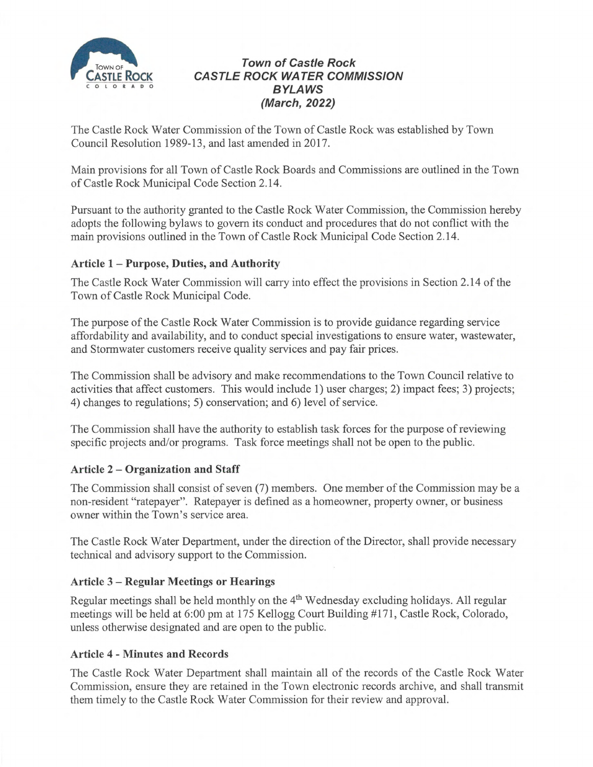# Town of Castle Rock
## CASTLE ROCK WATER COMMISSION
## BYLAWS
## (March, 2022)

The Castle Rock Water Commission of the Town of Castle Rock was established by Town Council Resolution 1989-13, and last amended in 2017.

Main provisions for all Town of Castle Rock Boards and Commissions are outlined in the Town of Castle Rock Municipal Code Section 2.14.

Pursuant to the authority granted to the Castle Rock Water Commission, the Commission hereby adopts the following bylaws to govern its conduct and procedures that do not conflict with the main provisions outlined in the Town of Castle Rock Municipal Code Section 2.14.

### Article 1 – Purpose, Duties, and Authority

The Castle Rock Water Commission will carry into effect the provisions in Section 2.14 of the Town of Castle Rock Municipal Code.

The purpose of the Castle Rock Water Commission is to provide guidance regarding service affordability and availability, and to conduct special investigations to ensure water, wastewater, and Stormwater customers receive quality services and pay fair prices.

The Commission shall be advisory and make recommendations to the Town Council relative to activities that affect customers. This would include 1) user charges; 2) impact fees; 3) projects; 4) changes to regulations; 5) conservation; and 6) level of service.

The Commission shall have the authority to establish task forces for the purpose of reviewing specific projects and/or programs. Task force meetings shall not be open to the public.

### Article 2 – Organization and Staff

The Commission shall consist of seven (7) members. One member of the Commission may be a non-resident "ratepayer". Ratepayer is defined as a homeowner, property owner, or business owner within the Town's service area.

The Castle Rock Water Department, under the direction of the Director, shall provide necessary technical and advisory support to the Commission.

### Article 3 – Regular Meetings or Hearings

Regular meetings shall be held monthly on the 4th Wednesday excluding holidays. All regular meetings will be held at 6:00 pm at 175 Kellogg Court Building #171, Castle Rock, Colorado, unless otherwise designated and are open to the public.

### Article 4 - Minutes and Records

The Castle Rock Water Department shall maintain all of the records of the Castle Rock Water Commission, ensure they are retained in the Town electronic records archive, and shall transmit them timely to the Castle Rock Water Commission for their review and approval.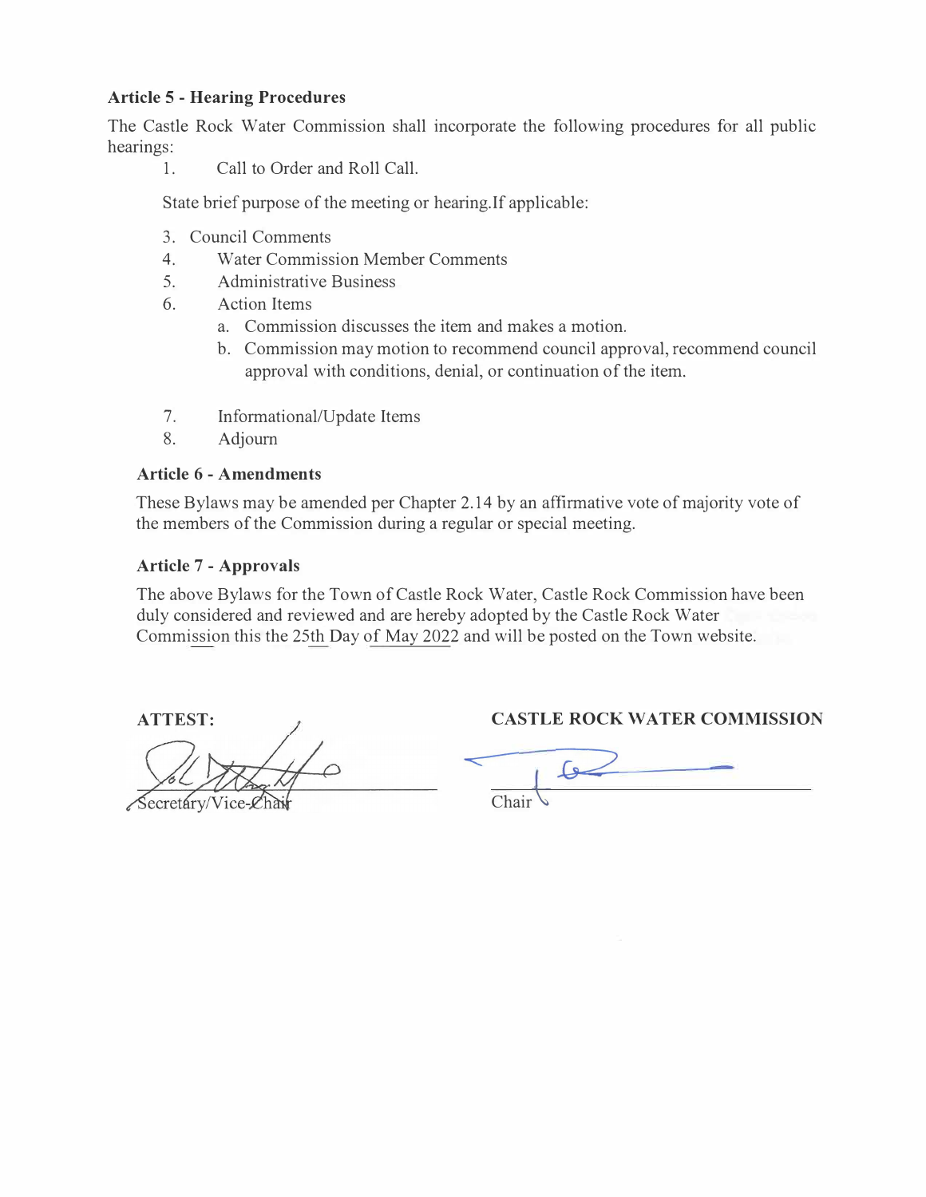## Article 5 - Hearing Procedures

The Castle Rock Water Commission shall incorporate the following procedures for all public hearings:

1. Call to Order and Roll Call.

State brief purpose of the meeting or hearing.If applicable:

3. Council Comments
4. Water Commission Member Comments
5. Administrative Business
6. Action Items
   a. Commission discusses the item and makes a motion.
   b. Commission may motion to recommend council approval, recommend council approval with conditions, denial, or continuation of the item.
7. Informational/Update Items
8. Adjourn

## Article 6 - Amendments

These Bylaws may be amended per Chapter 2.14 by an affirmative vote of majority vote of the members of the Commission during a regular or special meeting.

## Article 7 - Approvals

The above Bylaws for the Town of Castle Rock Water, Castle Rock Commission have been duly considered and reviewed and are hereby adopted by the Castle Rock Water Commission this the 25th Day of May 2022 and will be posted on the Town website.

**ATTEST:**

Secretary/Vice-Chair

**CASTLE ROCK WATER COMMISSION**

Chair